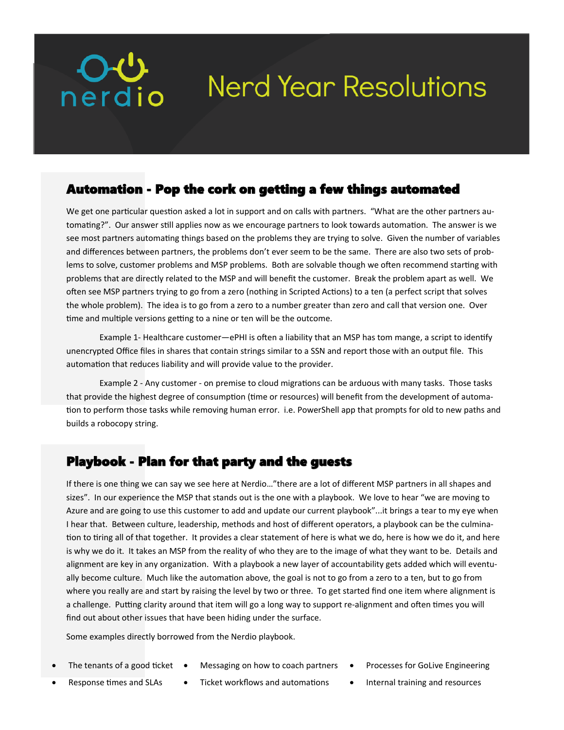nerdio

# Nerd Year Resolutions

## Automation - Pop the cork on getting a few things automated

We get one particular question asked a lot in support and on calls with partners. "What are the other partners automating?". Our answer still applies now as we encourage partners to look towards automation. The answer is we see most partners automating things based on the problems they are trying to solve. Given the number of variables and differences between partners, the problems don't ever seem to be the same. There are also two sets of problems to solve, customer problems and MSP problems. Both are solvable though we often recommend starting with problems that are directly related to the MSP and will benefit the customer. Break the problem apart as well. We often see MSP partners trying to go from a zero (nothing in Scripted Actions) to a ten (a perfect script that solves the whole problem). The idea is to go from a zero to a number greater than zero and call that version one. Over time and multiple versions getting to a nine or ten will be the outcome.

Example 1- Healthcare customer—ePHI is often a liability that an MSP has tom mange, a script to identify unencrypted Office files in shares that contain strings similar to a SSN and report those with an output file. This automation that reduces liability and will provide value to the provider.

Example 2 - Any customer - on premise to cloud migrations can be arduous with many tasks. Those tasks that provide the highest degree of consumption (time or resources) will benefit from the development of automation to perform those tasks while removing human error. i.e. PowerShell app that prompts for old to new paths and builds a robocopy string.

## Playbook - Plan for that party and the guests

If there is one thing we can say we see here at Nerdio…"there are a lot of different MSP partners in all shapes and sizes". In our experience the MSP that stands out is the one with a playbook. We love to hear "we are moving to Azure and are going to use this customer to add and update our current playbook"...it brings a tear to my eye when I hear that. Between culture, leadership, methods and host of different operators, a playbook can be the culmination to tiring all of that together. It provides a clear statement of here is what we do, here is how we do it, and here is why we do it. It takes an MSP from the reality of who they are to the image of what they want to be. Details and alignment are key in any organization. With a playbook a new layer of accountability gets added which will eventually become culture. Much like the automation above, the goal is not to go from a zero to a ten, but to go from where you really are and start by raising the level by two or three. To get started find one item where alignment is a challenge. Putting clarity around that item will go a long way to support re-alignment and often times you will find out about other issues that have been hiding under the surface.

Some examples directly borrowed from the Nerdio playbook.

- The tenants of a good ticket
- Response times and SLAs
- Messaging on how to coach partners
- Ticket workflows and automations
- Processes for GoLive Engineering
- Internal training and resources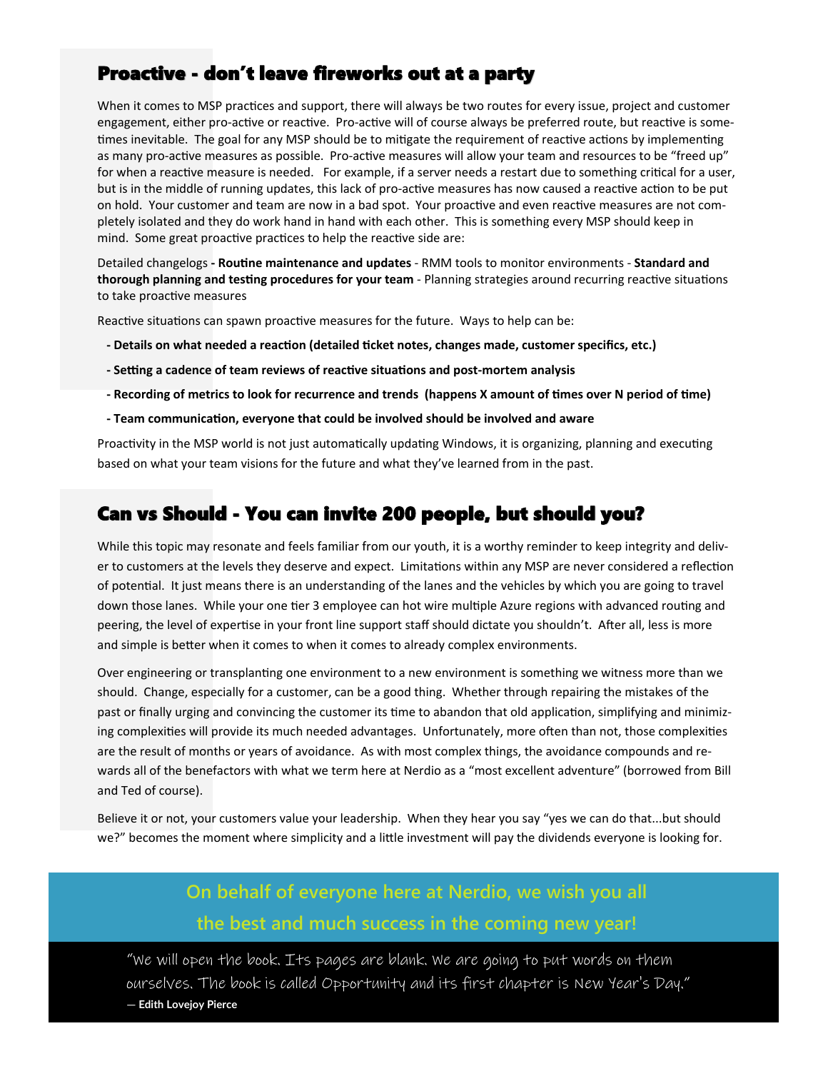## Proactive - don't leave fireworks out at a party

When it comes to MSP practices and support, there will always be two routes for every issue, project and customer engagement, either pro-active or reactive. Pro-active will of course always be preferred route, but reactive is sometimes inevitable. The goal for any MSP should be to mitigate the requirement of reactive actions by implementing as many pro-active measures as possible. Pro-active measures will allow your team and resources to be "freed up" for when a reactive measure is needed. For example, if a server needs a restart due to something critical for a user, but is in the middle of running updates, this lack of pro-active measures has now caused a reactive action to be put on hold. Your customer and team are now in a bad spot. Your proactive and even reactive measures are not completely isolated and they do work hand in hand with each other. This is something every MSP should keep in mind. Some great proactive practices to help the reactive side are:

Detailed changelogs **- Routine maintenance and updates** - RMM tools to monitor environments - **Standard and thorough planning and testing procedures for your team** - Planning strategies around recurring reactive situations to take proactive measures

Reactive situations can spawn proactive measures for the future. Ways to help can be:

- **Details on what needed a reaction (detailed ticket notes, changes made, customer specifics, etc.)**
- **Setting a cadence of team reviews of reactive situations and post-mortem analysis**
- **Recording of metrics to look for recurrence and trends (happens X amount of times over N period of time)**
- **Team communication, everyone that could be involved should be involved and aware**

Proactivity in the MSP world is not just automatically updating Windows, it is organizing, planning and executing based on what your team visions for the future and what they've learned from in the past.

## Can vs Should - You can invite 200 people, but should you?

While this topic may resonate and feels familiar from our youth, it is a worthy reminder to keep integrity and deliver to customers at the levels they deserve and expect. Limitations within any MSP are never considered a reflection of potential. It just means there is an understanding of the lanes and the vehicles by which you are going to travel down those lanes. While your one tier 3 employee can hot wire multiple Azure regions with advanced routing and peering, the level of expertise in your front line support staff should dictate you shouldn't. After all, less is more and simple is better when it comes to when it comes to already complex environments.

Over engineering or transplanting one environment to a new environment is something we witness more than we should. Change, especially for a customer, can be a good thing. Whether through repairing the mistakes of the past or finally urging and convincing the customer its time to abandon that old application, simplifying and minimizing complexities will provide its much needed advantages. Unfortunately, more often than not, those complexities are the result of months or years of avoidance. As with most complex things, the avoidance compounds and rewards all of the benefactors with what we term here at Nerdio as a "most excellent adventure" (borrowed from Bill and Ted of course).

Believe it or not, your customers value your leadership. When they hear you say "yes we can do that...but should we?" becomes the moment where simplicity and a little investment will pay the dividends everyone is looking for.

**On behalf of everyone here at Nerdio, we wish you all the best and much success in the coming new year!**

"We will open the book. Its pages are blank. We are going to put words on them ourselves. The book is called Opportunity and its first chapter is New Year's Day."

**— Edith Lovejoy Pierce**